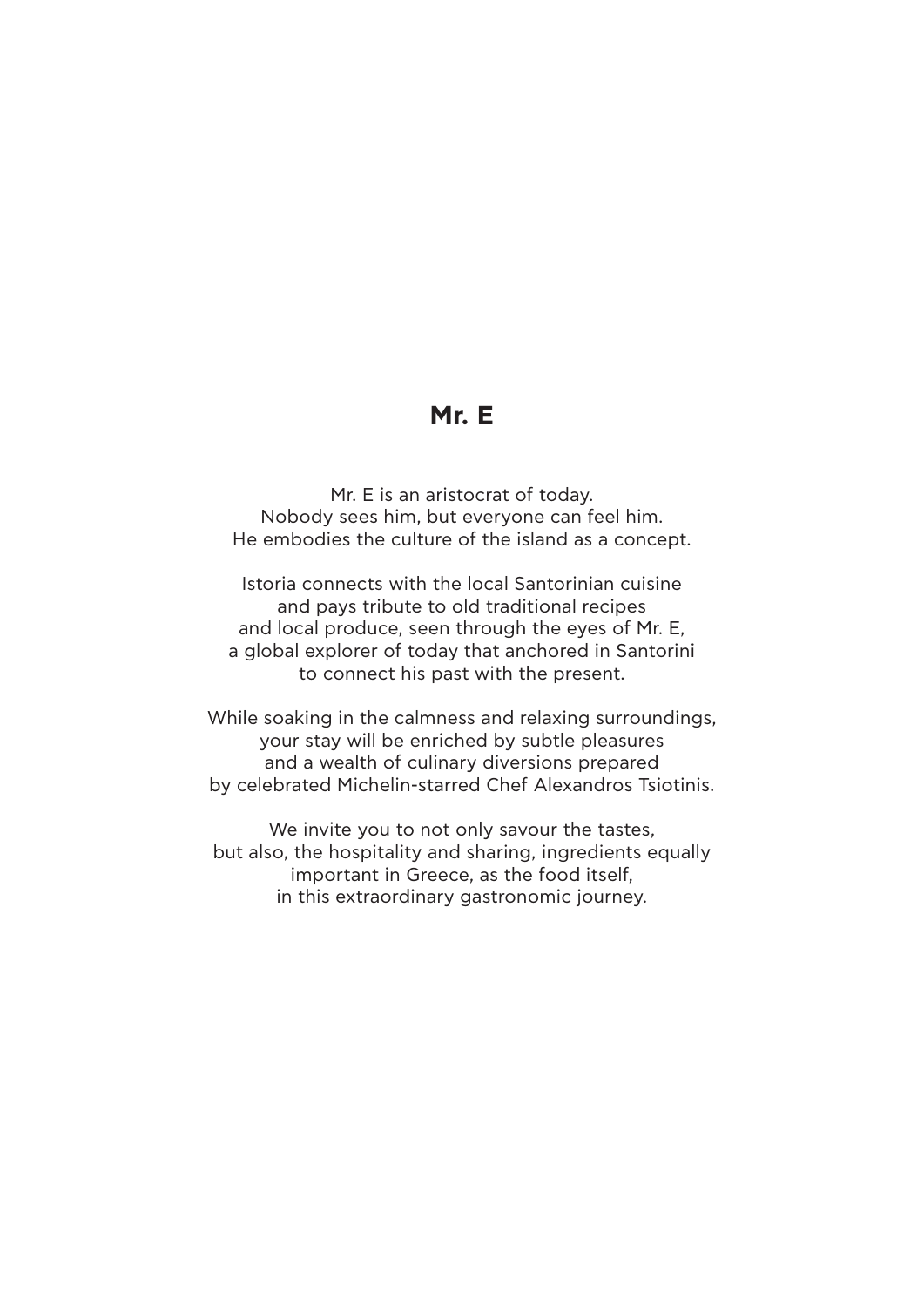# Mr. E

Mr. E is an aristocrat of today.
Nobody sees him, but everyone can feel him.
He embodies the culture of the island as a concept.

Istoria connects with the local Santorinian cuisine
and pays tribute to old traditional recipes
and local produce, seen through the eyes of Mr. E,
a global explorer of today that anchored in Santorini
to connect his past with the present.

While soaking in the calmness and relaxing surroundings,
your stay will be enriched by subtle pleasures
and a wealth of culinary diversions prepared
by celebrated Michelin-starred Chef Alexandros Tsiotinis.

We invite you to not only savour the tastes,
but also, the hospitality and sharing, ingredients equally
important in Greece, as the food itself,
in this extraordinary gastronomic journey.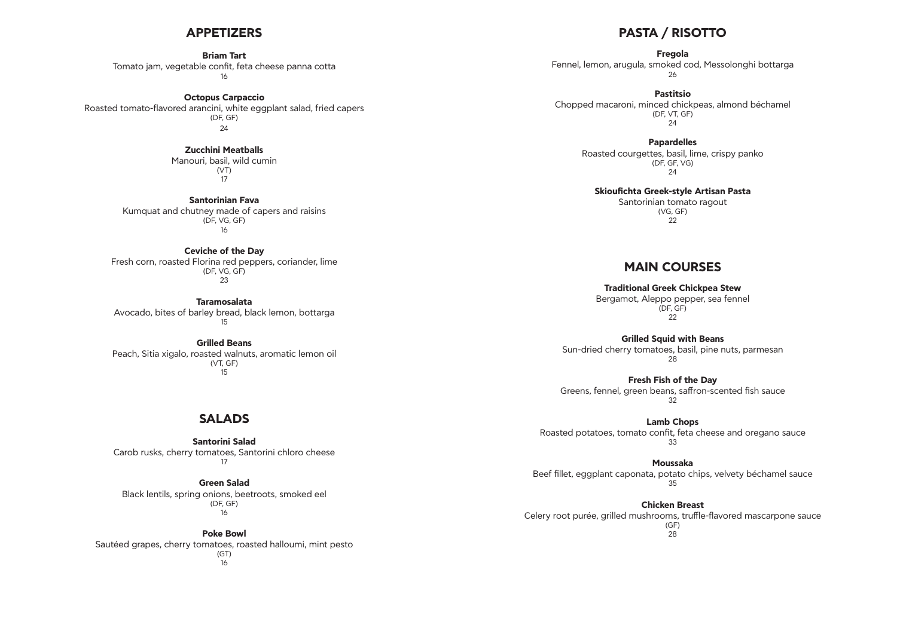## APPETIZERS

**Briam Tart**
Tomato jam, vegetable confit, feta cheese panna cotta
16

**Octopus Carpaccio**
Roasted tomato-flavored arancini, white eggplant salad, fried capers
(DF, GF)
24

**Zucchini Meatballs**
Manouri, basil, wild cumin
(VT)
17

**Santorinian Fava**
Kumquat and chutney made of capers and raisins
(DF, VG, GF)
16

**Ceviche of the Day**
Fresh corn, roasted Florina red peppers, coriander, lime
(DF, VG, GF)
23

**Taramosalata**
Avocado, bites of barley bread, black lemon, bottarga
15

**Grilled Beans**
Peach, Sitia xigalo, roasted walnuts, aromatic lemon oil
(VT, GF)
15

## SALADS

**Santorini Salad**
Carob rusks, cherry tomatoes, Santorini chloro cheese
17

**Green Salad**
Black lentils, spring onions, beetroots, smoked eel
(DF, GF)
16

**Poke Bowl**
Sautéed grapes, cherry tomatoes, roasted halloumi, mint pesto
(GT)
16

## PASTA / RISOTTO

**Fregola**
Fennel, lemon, arugula, smoked cod, Messolonghi bottarga
26

**Pastitsio**
Chopped macaroni, minced chickpeas, almond béchamel
(DF, VT, GF)
24

**Papardelles**
Roasted courgettes, basil, lime, crispy panko
(DF, GF, VG)
24

**Skioufichta Greek-style Artisan Pasta**
Santorinian tomato ragout
(VG, GF)
22

## MAIN COURSES

**Traditional Greek Chickpea Stew**
Bergamot, Aleppo pepper, sea fennel
(DF, GF)
22

**Grilled Squid with Beans**
Sun-dried cherry tomatoes, basil, pine nuts, parmesan
28

**Fresh Fish of the Day**
Greens, fennel, green beans, saffron-scented fish sauce
32

**Lamb Chops**
Roasted potatoes, tomato confit, feta cheese and oregano sauce
33

**Moussaka**
Beef fillet, eggplant caponata, potato chips, velvety béchamel sauce
35

**Chicken Breast**
Celery root purée, grilled mushrooms, truffle-flavored mascarpone sauce
(GF)
28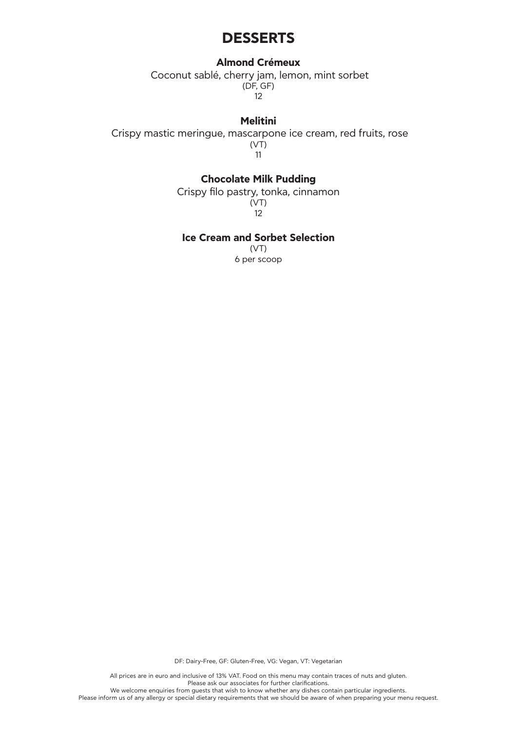# DESSERTS

**Almond Crémeux**

Coconut sablé, cherry jam, lemon, mint sorbet

(DF, GF)

12

**Melitini**

Crispy mastic meringue, mascarpone ice cream, red fruits, rose

(VT)

11

**Chocolate Milk Pudding**

Crispy filo pastry, tonka, cinnamon

(VT)

12

**Ice Cream and Sorbet Selection**

(VT)

6 per scoop

DF: Dairy-Free, GF: Gluten-Free, VG: Vegan, VT: Vegetarian

All prices are in euro and inclusive of 13% VAT. Food on this menu may contain traces of nuts and gluten.
Please ask our associates for further clarifications.
We welcome enquiries from guests that wish to know whether any dishes contain particular ingredients.
Please inform us of any allergy or special dietary requirements that we should be aware of when preparing your menu request.